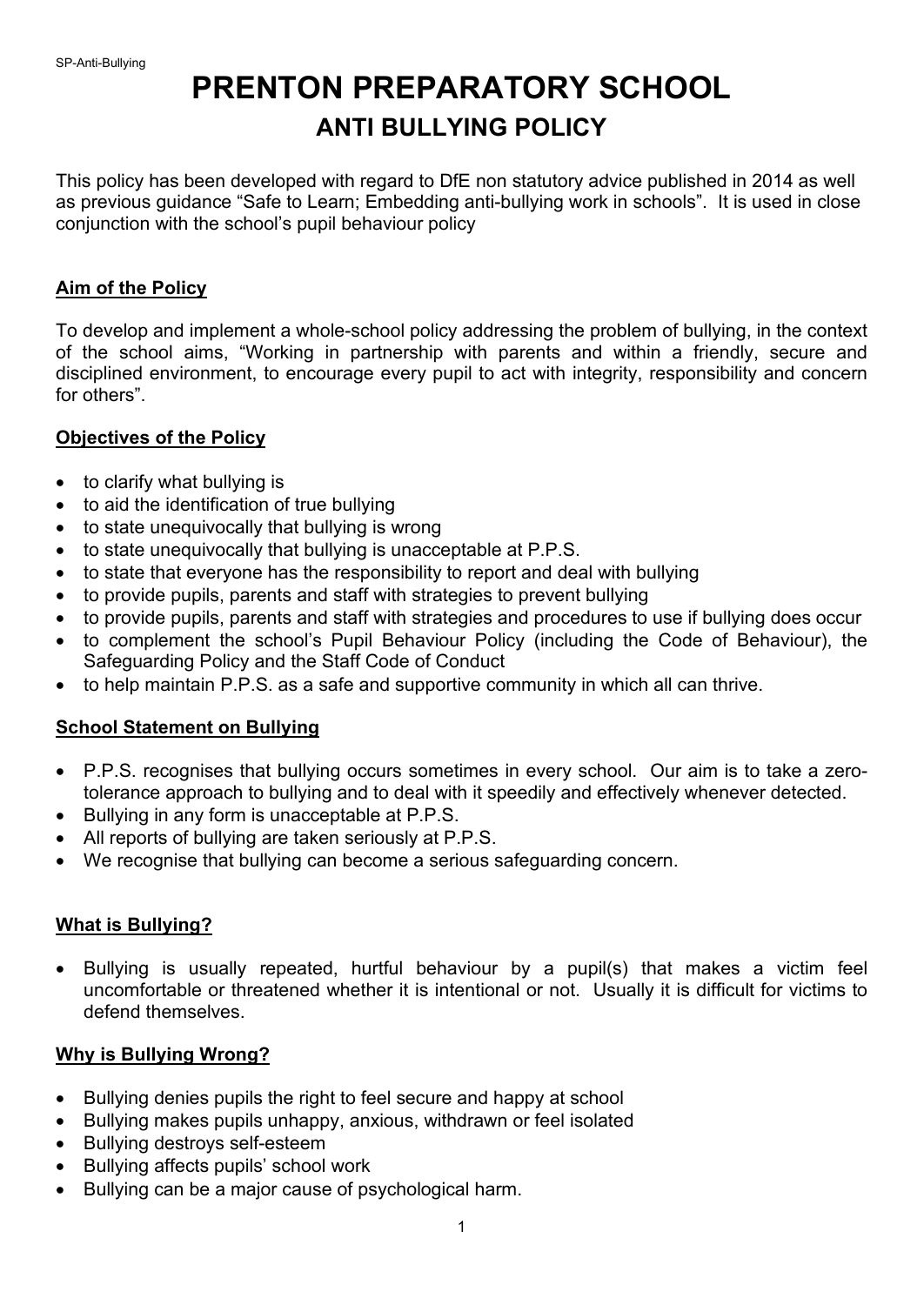# PRENTON PREPARATORY SCHOOL

## ANTI BULLYING POLICY

This policy has been developed with regard to DfE non statutory advice published in 2014 as well as previous guidance "Safe to Learn; Embedding anti-bullying work in schools". It is used in close conjunction with the school's pupil behaviour policy

### Aim of the Policy

To develop and implement a whole-school policy addressing the problem of bullying, in the context of the school aims, "Working in partnership with parents and within a friendly, secure and disciplined environment, to encourage every pupil to act with integrity, responsibility and concern for others".

### Objectives of the Policy

- to clarify what bullying is
- to aid the identification of true bullying
- to state unequivocally that bullying is wrong
- to state unequivocally that bullying is unacceptable at P.P.S.
- to state that everyone has the responsibility to report and deal with bullying
- to provide pupils, parents and staff with strategies to prevent bullying
- to provide pupils, parents and staff with strategies and procedures to use if bullying does occur
- to complement the school's Pupil Behaviour Policy (including the Code of Behaviour), the Safeguarding Policy and the Staff Code of Conduct
- to help maintain P.P.S. as a safe and supportive community in which all can thrive.

### School Statement on Bullying

- P.P.S. recognises that bullying occurs sometimes in every school. Our aim is to take a zero-tolerance approach to bullying and to deal with it speedily and effectively whenever detected.
- Bullying in any form is unacceptable at P.P.S.
- All reports of bullying are taken seriously at P.P.S.
- We recognise that bullying can become a serious safeguarding concern.

### What is Bullying?

- Bullying is usually repeated, hurtful behaviour by a pupil(s) that makes a victim feel uncomfortable or threatened whether it is intentional or not. Usually it is difficult for victims to defend themselves.

### Why is Bullying Wrong?

- Bullying denies pupils the right to feel secure and happy at school
- Bullying makes pupils unhappy, anxious, withdrawn or feel isolated
- Bullying destroys self-esteem
- Bullying affects pupils' school work
- Bullying can be a major cause of psychological harm.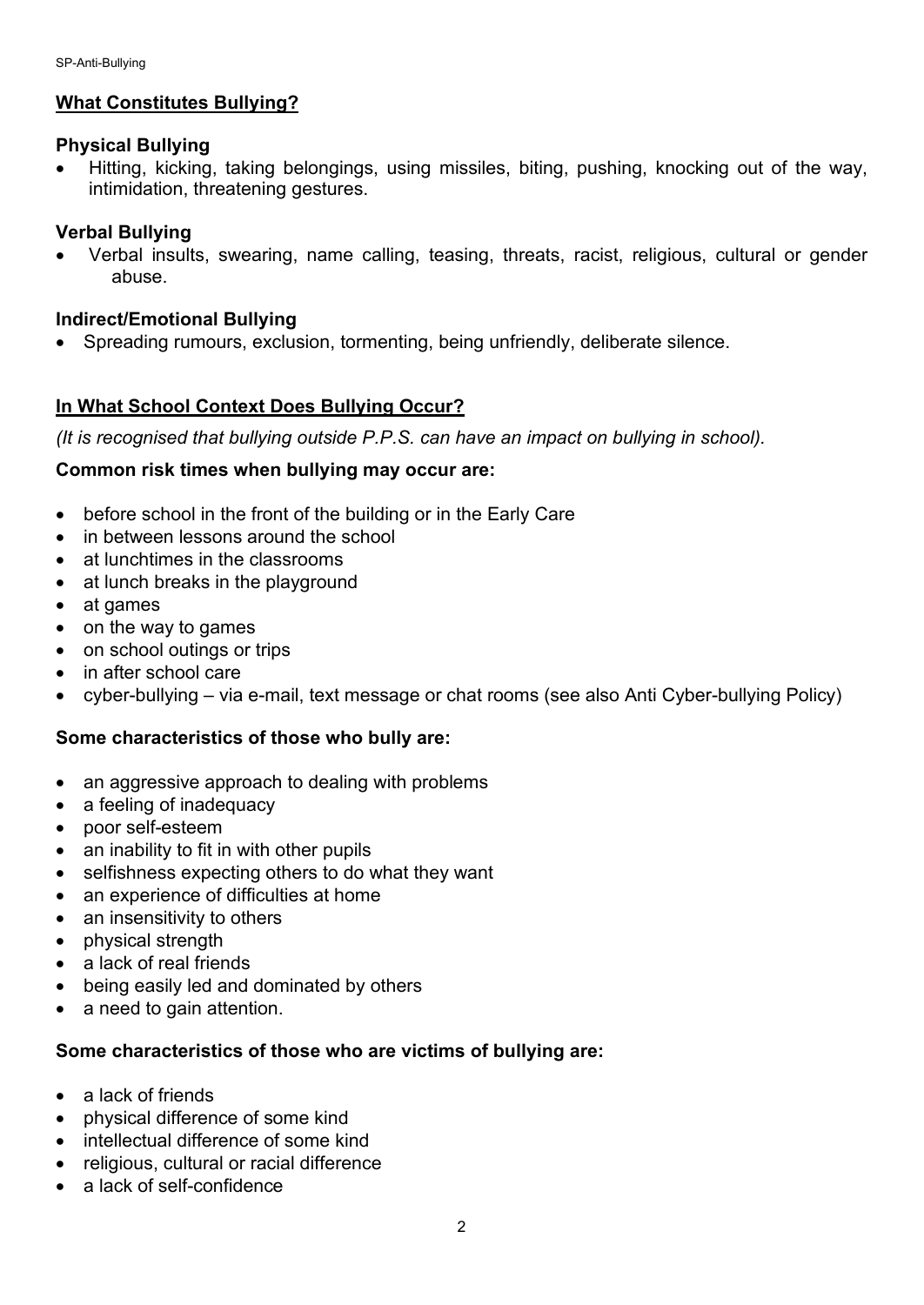## **What Constitutes Bullying?**

### Physical Bullying

- Hitting, kicking, taking belongings, using missiles, biting, pushing, knocking out of the way, intimidation, threatening gestures.

### Verbal Bullying

- Verbal insults, swearing, name calling, teasing, threats, racist, religious, cultural or gender abuse.

### Indirect/Emotional Bullying

- Spreading rumours, exclusion, tormenting, being unfriendly, deliberate silence.

## **In What School Context Does Bullying Occur?**

*(It is recognised that bullying outside P.P.S. can have an impact on bullying in school).*

**Common risk times when bullying may occur are:**

- before school in the front of the building or in the Early Care
- in between lessons around the school
- at lunchtimes in the classrooms
- at lunch breaks in the playground
- at games
- on the way to games
- on school outings or trips
- in after school care
- cyber-bullying – via e-mail, text message or chat rooms (see also Anti Cyber-bullying Policy)

**Some characteristics of those who bully are:**

- an aggressive approach to dealing with problems
- a feeling of inadequacy
- poor self-esteem
- an inability to fit in with other pupils
- selfishness expecting others to do what they want
- an experience of difficulties at home
- an insensitivity to others
- physical strength
- a lack of real friends
- being easily led and dominated by others
- a need to gain attention.

**Some characteristics of those who are victims of bullying are:**

- a lack of friends
- physical difference of some kind
- intellectual difference of some kind
- religious, cultural or racial difference
- a lack of self-confidence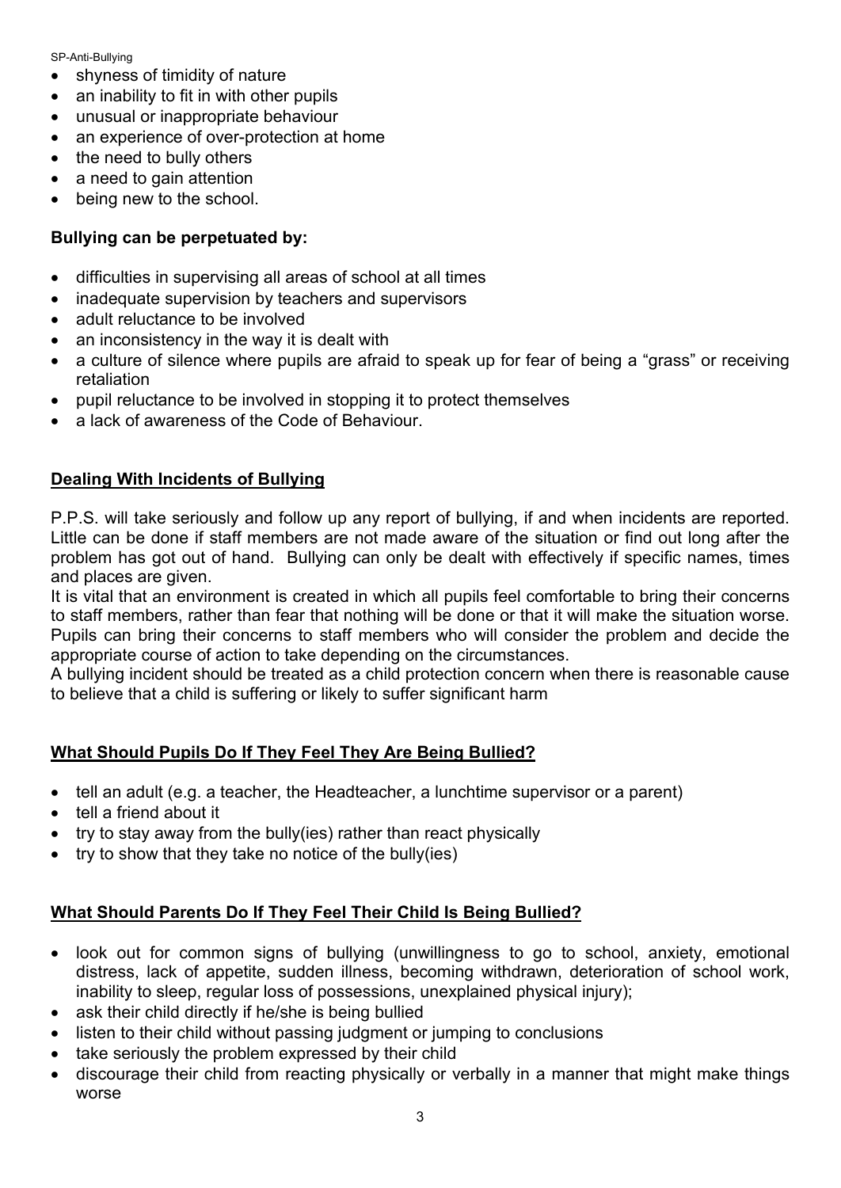- shyness of timidity of nature
- an inability to fit in with other pupils
- unusual or inappropriate behaviour
- an experience of over-protection at home
- the need to bully others
- a need to gain attention
- being new to the school.

**Bullying can be perpetuated by:**

- difficulties in supervising all areas of school at all times
- inadequate supervision by teachers and supervisors
- adult reluctance to be involved
- an inconsistency in the way it is dealt with
- a culture of silence where pupils are afraid to speak up for fear of being a "grass" or receiving retaliation
- pupil reluctance to be involved in stopping it to protect themselves
- a lack of awareness of the Code of Behaviour.

## Dealing With Incidents of Bullying

P.P.S. will take seriously and follow up any report of bullying, if and when incidents are reported. Little can be done if staff members are not made aware of the situation or find out long after the problem has got out of hand. Bullying can only be dealt with effectively if specific names, times and places are given.

It is vital that an environment is created in which all pupils feel comfortable to bring their concerns to staff members, rather than fear that nothing will be done or that it will make the situation worse. Pupils can bring their concerns to staff members who will consider the problem and decide the appropriate course of action to take depending on the circumstances.

A bullying incident should be treated as a child protection concern when there is reasonable cause to believe that a child is suffering or likely to suffer significant harm

## What Should Pupils Do If They Feel They Are Being Bullied?

- tell an adult (e.g. a teacher, the Headteacher, a lunchtime supervisor or a parent)
- tell a friend about it
- try to stay away from the bully(ies) rather than react physically
- try to show that they take no notice of the bully(ies)

## What Should Parents Do If They Feel Their Child Is Being Bullied?

- look out for common signs of bullying (unwillingness to go to school, anxiety, emotional distress, lack of appetite, sudden illness, becoming withdrawn, deterioration of school work, inability to sleep, regular loss of possessions, unexplained physical injury);
- ask their child directly if he/she is being bullied
- listen to their child without passing judgment or jumping to conclusions
- take seriously the problem expressed by their child
- discourage their child from reacting physically or verbally in a manner that might make things worse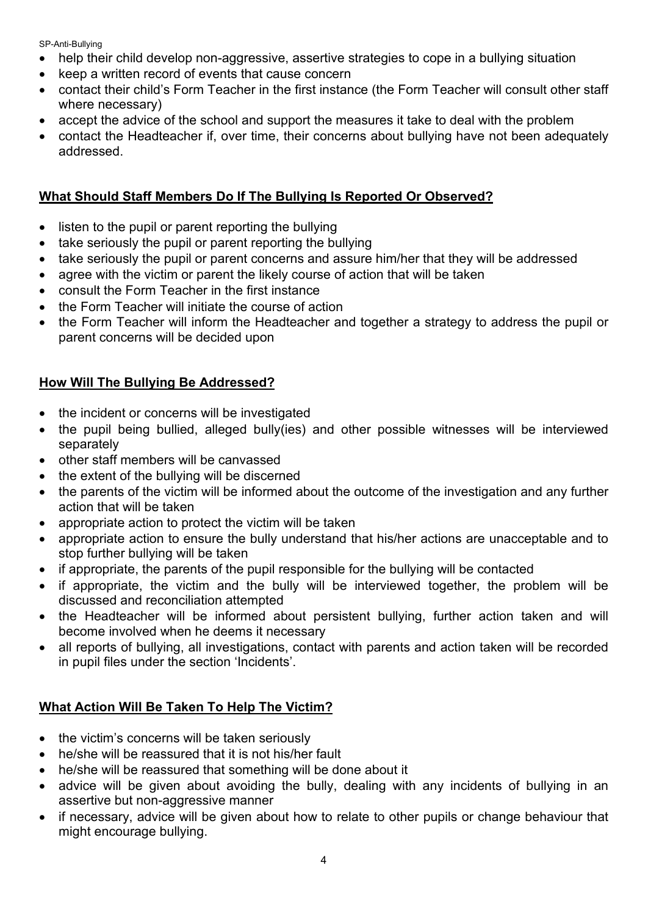- help their child develop non-aggressive, assertive strategies to cope in a bullying situation
- keep a written record of events that cause concern
- contact their child's Form Teacher in the first instance (the Form Teacher will consult other staff where necessary)
- accept the advice of the school and support the measures it take to deal with the problem
- contact the Headteacher if, over time, their concerns about bullying have not been adequately addressed.

## What Should Staff Members Do If The Bullying Is Reported Or Observed?

- listen to the pupil or parent reporting the bullying
- take seriously the pupil or parent reporting the bullying
- take seriously the pupil or parent concerns and assure him/her that they will be addressed
- agree with the victim or parent the likely course of action that will be taken
- consult the Form Teacher in the first instance
- the Form Teacher will initiate the course of action
- the Form Teacher will inform the Headteacher and together a strategy to address the pupil or parent concerns will be decided upon

## How Will The Bullying Be Addressed?

- the incident or concerns will be investigated
- the pupil being bullied, alleged bully(ies) and other possible witnesses will be interviewed separately
- other staff members will be canvassed
- the extent of the bullying will be discerned
- the parents of the victim will be informed about the outcome of the investigation and any further action that will be taken
- appropriate action to protect the victim will be taken
- appropriate action to ensure the bully understand that his/her actions are unacceptable and to stop further bullying will be taken
- if appropriate, the parents of the pupil responsible for the bullying will be contacted
- if appropriate, the victim and the bully will be interviewed together, the problem will be discussed and reconciliation attempted
- the Headteacher will be informed about persistent bullying, further action taken and will become involved when he deems it necessary
- all reports of bullying, all investigations, contact with parents and action taken will be recorded in pupil files under the section 'Incidents'.

## What Action Will Be Taken To Help The Victim?

- the victim's concerns will be taken seriously
- he/she will be reassured that it is not his/her fault
- he/she will be reassured that something will be done about it
- advice will be given about avoiding the bully, dealing with any incidents of bullying in an assertive but non-aggressive manner
- if necessary, advice will be given about how to relate to other pupils or change behaviour that might encourage bullying.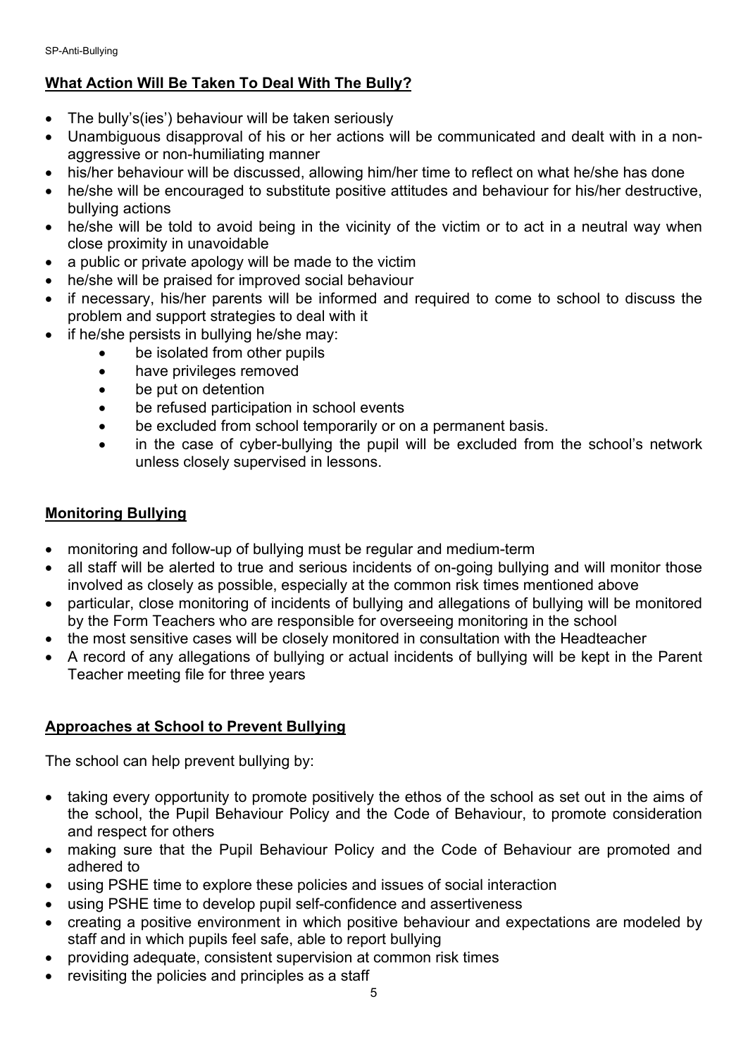## **What Action Will Be Taken To Deal With The Bully?**

- The bully's(ies') behaviour will be taken seriously
- Unambiguous disapproval of his or her actions will be communicated and dealt with in a non-aggressive or non-humiliating manner
- his/her behaviour will be discussed, allowing him/her time to reflect on what he/she has done
- he/she will be encouraged to substitute positive attitudes and behaviour for his/her destructive, bullying actions
- he/she will be told to avoid being in the vicinity of the victim or to act in a neutral way when close proximity in unavoidable
- a public or private apology will be made to the victim
- he/she will be praised for improved social behaviour
- if necessary, his/her parents will be informed and required to come to school to discuss the problem and support strategies to deal with it
- if he/she persists in bullying he/she may:
  - be isolated from other pupils
  - have privileges removed
  - be put on detention
  - be refused participation in school events
  - be excluded from school temporarily or on a permanent basis.
  - in the case of cyber-bullying the pupil will be excluded from the school's network unless closely supervised in lessons.

## **Monitoring Bullying**

- monitoring and follow-up of bullying must be regular and medium-term
- all staff will be alerted to true and serious incidents of on-going bullying and will monitor those involved as closely as possible, especially at the common risk times mentioned above
- particular, close monitoring of incidents of bullying and allegations of bullying will be monitored by the Form Teachers who are responsible for overseeing monitoring in the school
- the most sensitive cases will be closely monitored in consultation with the Headteacher
- A record of any allegations of bullying or actual incidents of bullying will be kept in the Parent Teacher meeting file for three years

## **Approaches at School to Prevent Bullying**

The school can help prevent bullying by:

- taking every opportunity to promote positively the ethos of the school as set out in the aims of the school, the Pupil Behaviour Policy and the Code of Behaviour, to promote consideration and respect for others
- making sure that the Pupil Behaviour Policy and the Code of Behaviour are promoted and adhered to
- using PSHE time to explore these policies and issues of social interaction
- using PSHE time to develop pupil self-confidence and assertiveness
- creating a positive environment in which positive behaviour and expectations are modeled by staff and in which pupils feel safe, able to report bullying
- providing adequate, consistent supervision at common risk times
- revisiting the policies and principles as a staff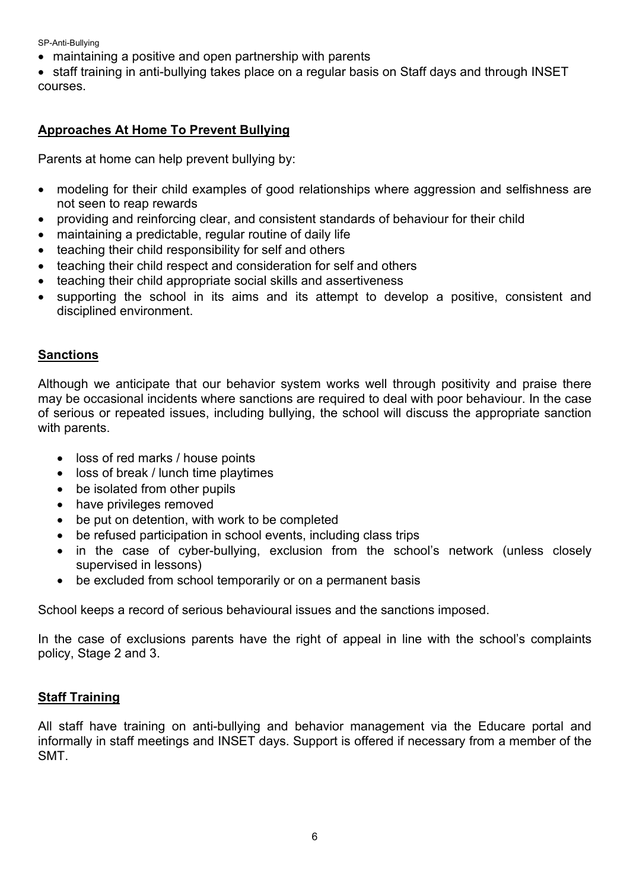- maintaining a positive and open partnership with parents
- staff training in anti-bullying takes place on a regular basis on Staff days and through INSET courses.

## Approaches At Home To Prevent Bullying

Parents at home can help prevent bullying by:

- modeling for their child examples of good relationships where aggression and selfishness are not seen to reap rewards
- providing and reinforcing clear, and consistent standards of behaviour for their child
- maintaining a predictable, regular routine of daily life
- teaching their child responsibility for self and others
- teaching their child respect and consideration for self and others
- teaching their child appropriate social skills and assertiveness
- supporting the school in its aims and its attempt to develop a positive, consistent and disciplined environment.

## Sanctions

Although we anticipate that our behavior system works well through positivity and praise there may be occasional incidents where sanctions are required to deal with poor behaviour. In the case of serious or repeated issues, including bullying, the school will discuss the appropriate sanction with parents.

- loss of red marks / house points
- loss of break / lunch time playtimes
- be isolated from other pupils
- have privileges removed
- be put on detention, with work to be completed
- be refused participation in school events, including class trips
- in the case of cyber-bullying, exclusion from the school's network (unless closely supervised in lessons)
- be excluded from school temporarily or on a permanent basis

School keeps a record of serious behavioural issues and the sanctions imposed.

In the case of exclusions parents have the right of appeal in line with the school's complaints policy, Stage 2 and 3.

## Staff Training

All staff have training on anti-bullying and behavior management via the Educare portal and informally in staff meetings and INSET days. Support is offered if necessary from a member of the SMT.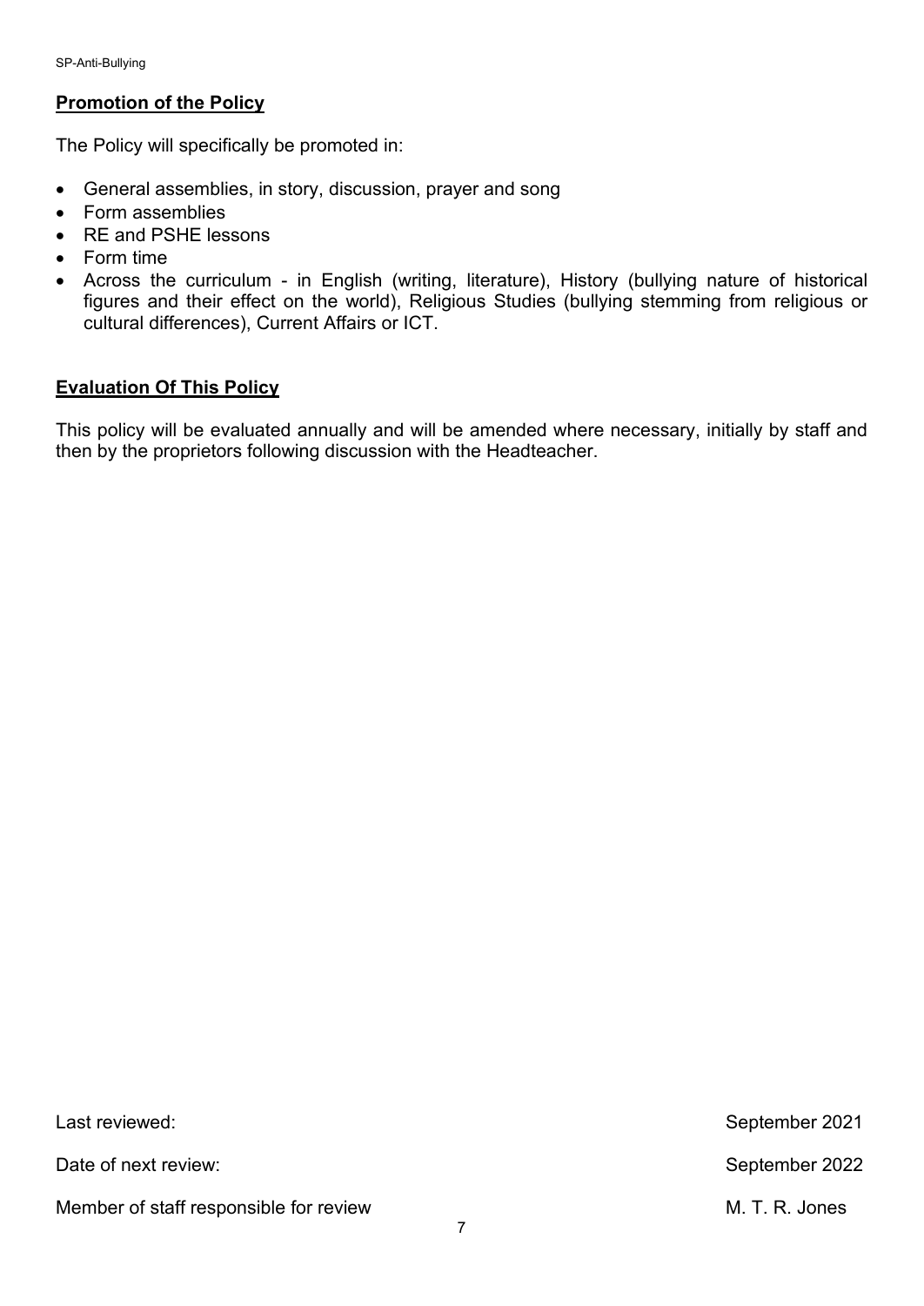## Promotion of the Policy

The Policy will specifically be promoted in:

- General assemblies, in story, discussion, prayer and song
- Form assemblies
- RE and PSHE lessons
- Form time
- Across the curriculum - in English (writing, literature), History (bullying nature of historical figures and their effect on the world), Religious Studies (bullying stemming from religious or cultural differences), Current Affairs or ICT.

## Evaluation Of This Policy

This policy will be evaluated annually and will be amended where necessary, initially by staff and then by the proprietors following discussion with the Headteacher.

| | |
|---|---|
| Last reviewed: | September 2021 |
| Date of next review: | September 2022 |
| Member of staff responsible for review | M. T. R. Jones |